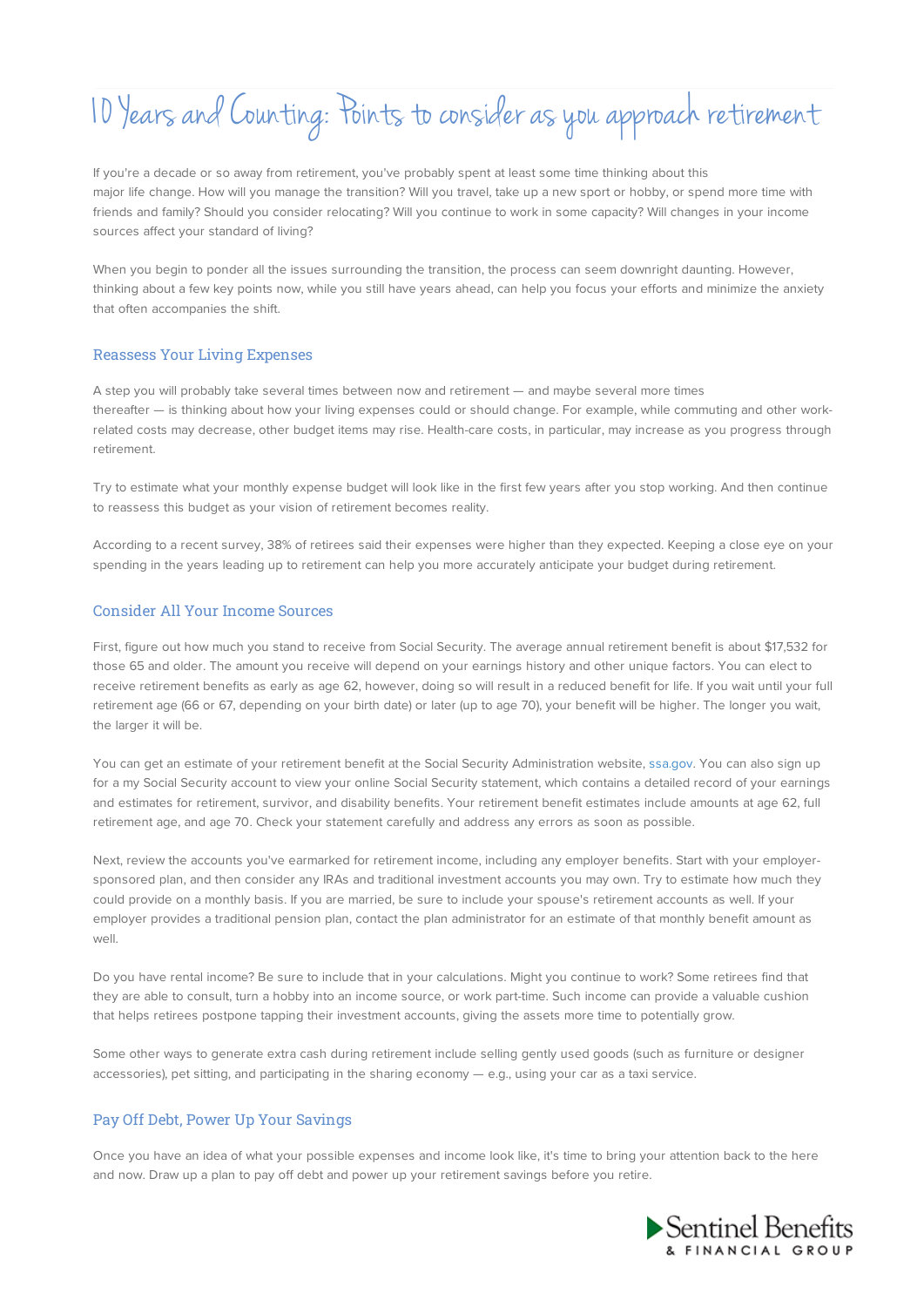# 10 Years and Counting: Points to consider as you approach retirement

If you're a decade or so away from retirement, you've probably spent at least some time thinking about this major life change. How will you manage the transition? Will you travel, take up a new sport or hobby, or spend more time with friends and family? Should you consider relocating? Will you continue to work in some capacity? Will changes in your income sources affect your standard of living?

When you begin to ponder all the issues surrounding the transition, the process can seem downright daunting. However, thinking about a few key points now, while you still have years ahead, can help you focus your efforts and minimize the anxiety that often accompanies the shift.

## Reassess Your Living Expenses

A step you will probably take several times between now and retirement — and maybe several more times thereafter — is thinking about how your living expenses could or should change. For example, while commuting and other work-related costs may decrease, other budget items may rise. Health-care costs, in particular, may increase as you progress through retirement.

Try to estimate what your monthly expense budget will look like in the first few years after you stop working. And then continue to reassess this budget as your vision of retirement becomes reality.

According to a recent survey, 38% of retirees said their expenses were higher than they expected. Keeping a close eye on your spending in the years leading up to retirement can help you more accurately anticipate your budget during retirement.

## Consider All Your Income Sources

First, figure out how much you stand to receive from Social Security. The average annual retirement benefit is about $17,532 for those 65 and older. The amount you receive will depend on your earnings history and other unique factors. You can elect to receive retirement benefits as early as age 62, however, doing so will result in a reduced benefit for life. If you wait until your full retirement age (66 or 67, depending on your birth date) or later (up to age 70), your benefit will be higher. The longer you wait, the larger it will be.

You can get an estimate of your retirement benefit at the Social Security Administration website, ssa.gov. You can also sign up for a my Social Security account to view your online Social Security statement, which contains a detailed record of your earnings and estimates for retirement, survivor, and disability benefits. Your retirement benefit estimates include amounts at age 62, full retirement age, and age 70. Check your statement carefully and address any errors as soon as possible.

Next, review the accounts you've earmarked for retirement income, including any employer benefits. Start with your employer-sponsored plan, and then consider any IRAs and traditional investment accounts you may own. Try to estimate how much they could provide on a monthly basis. If you are married, be sure to include your spouse's retirement accounts as well. If your employer provides a traditional pension plan, contact the plan administrator for an estimate of that monthly benefit amount as well.

Do you have rental income? Be sure to include that in your calculations. Might you continue to work? Some retirees find that they are able to consult, turn a hobby into an income source, or work part-time. Such income can provide a valuable cushion that helps retirees postpone tapping their investment accounts, giving the assets more time to potentially grow.

Some other ways to generate extra cash during retirement include selling gently used goods (such as furniture or designer accessories), pet sitting, and participating in the sharing economy — e.g., using your car as a taxi service.

## Pay Off Debt, Power Up Your Savings

Once you have an idea of what your possible expenses and income look like, it's time to bring your attention back to the here and now. Draw up a plan to pay off debt and power up your retirement savings before you retire.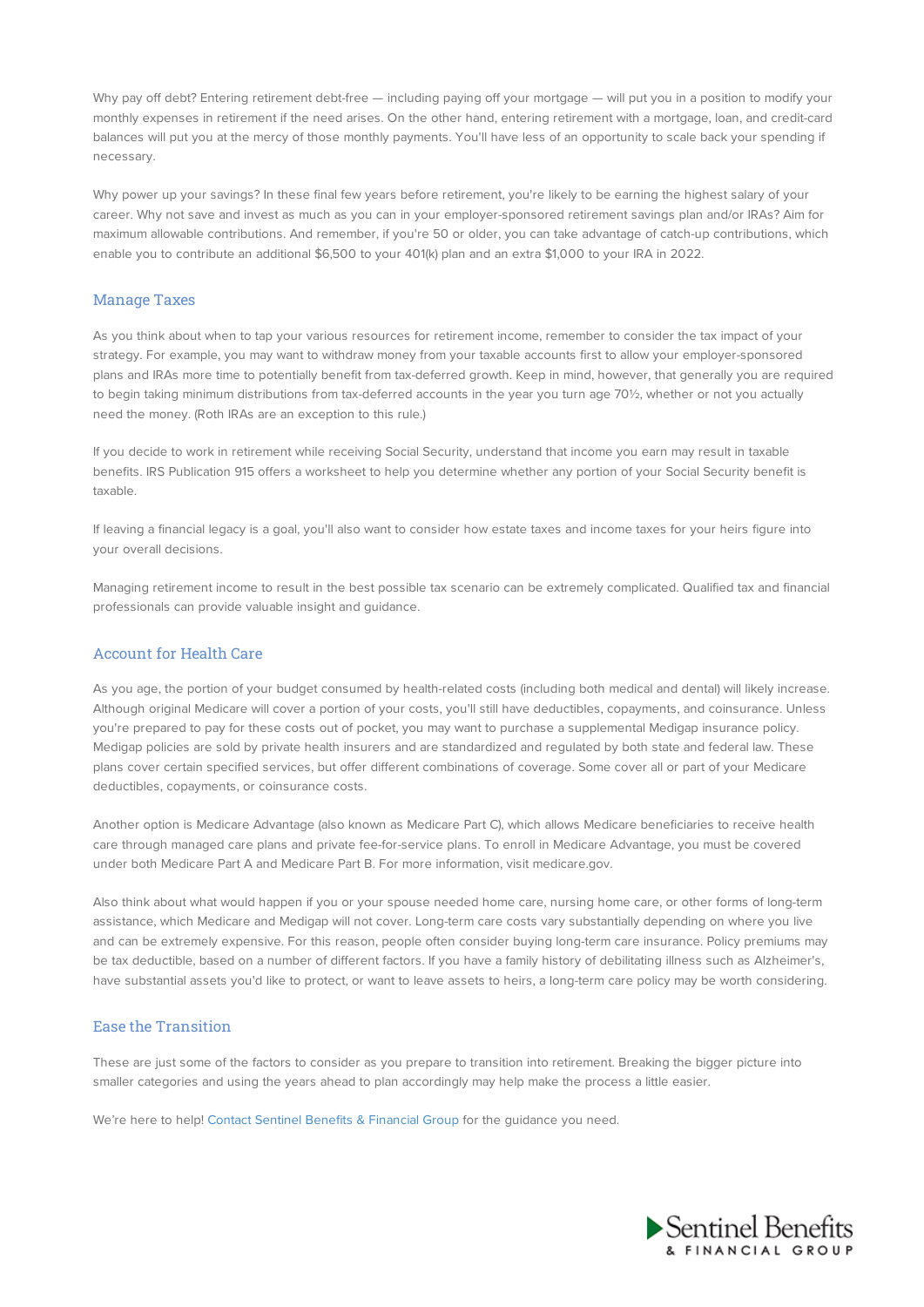Why pay off debt? Entering retirement debt-free — including paying off your mortgage — will put you in a position to modify your monthly expenses in retirement if the need arises. On the other hand, entering retirement with a mortgage, loan, and credit-card balances will put you at the mercy of those monthly payments. You'll have less of an opportunity to scale back your spending if necessary.

Why power up your savings? In these final few years before retirement, you're likely to be earning the highest salary of your career. Why not save and invest as much as you can in your employer-sponsored retirement savings plan and/or IRAs? Aim for maximum allowable contributions. And remember, if you're 50 or older, you can take advantage of catch-up contributions, which enable you to contribute an additional $6,500 to your 401(k) plan and an extra $1,000 to your IRA in 2022.

## Manage Taxes

As you think about when to tap your various resources for retirement income, remember to consider the tax impact of your strategy. For example, you may want to withdraw money from your taxable accounts first to allow your employer-sponsored plans and IRAs more time to potentially benefit from tax-deferred growth. Keep in mind, however, that generally you are required to begin taking minimum distributions from tax-deferred accounts in the year you turn age 70½, whether or not you actually need the money. (Roth IRAs are an exception to this rule.)

If you decide to work in retirement while receiving Social Security, understand that income you earn may result in taxable benefits. IRS Publication 915 offers a worksheet to help you determine whether any portion of your Social Security benefit is taxable.

If leaving a financial legacy is a goal, you'll also want to consider how estate taxes and income taxes for your heirs figure into your overall decisions.

Managing retirement income to result in the best possible tax scenario can be extremely complicated. Qualified tax and financial professionals can provide valuable insight and guidance.

## Account for Health Care

As you age, the portion of your budget consumed by health-related costs (including both medical and dental) will likely increase. Although original Medicare will cover a portion of your costs, you'll still have deductibles, copayments, and coinsurance. Unless you're prepared to pay for these costs out of pocket, you may want to purchase a supplemental Medigap insurance policy. Medigap policies are sold by private health insurers and are standardized and regulated by both state and federal law. These plans cover certain specified services, but offer different combinations of coverage. Some cover all or part of your Medicare deductibles, copayments, or coinsurance costs.

Another option is Medicare Advantage (also known as Medicare Part C), which allows Medicare beneficiaries to receive health care through managed care plans and private fee-for-service plans. To enroll in Medicare Advantage, you must be covered under both Medicare Part A and Medicare Part B. For more information, visit medicare.gov.

Also think about what would happen if you or your spouse needed home care, nursing home care, or other forms of long-term assistance, which Medicare and Medigap will not cover. Long-term care costs vary substantially depending on where you live and can be extremely expensive. For this reason, people often consider buying long-term care insurance. Policy premiums may be tax deductible, based on a number of different factors. If you have a family history of debilitating illness such as Alzheimer's, have substantial assets you'd like to protect, or want to leave assets to heirs, a long-term care policy may be worth considering.

## Ease the Transition

These are just some of the factors to consider as you prepare to transition into retirement. Breaking the bigger picture into smaller categories and using the years ahead to plan accordingly may help make the process a little easier.

We're here to help! Contact Sentinel Benefits & Financial Group for the guidance you need.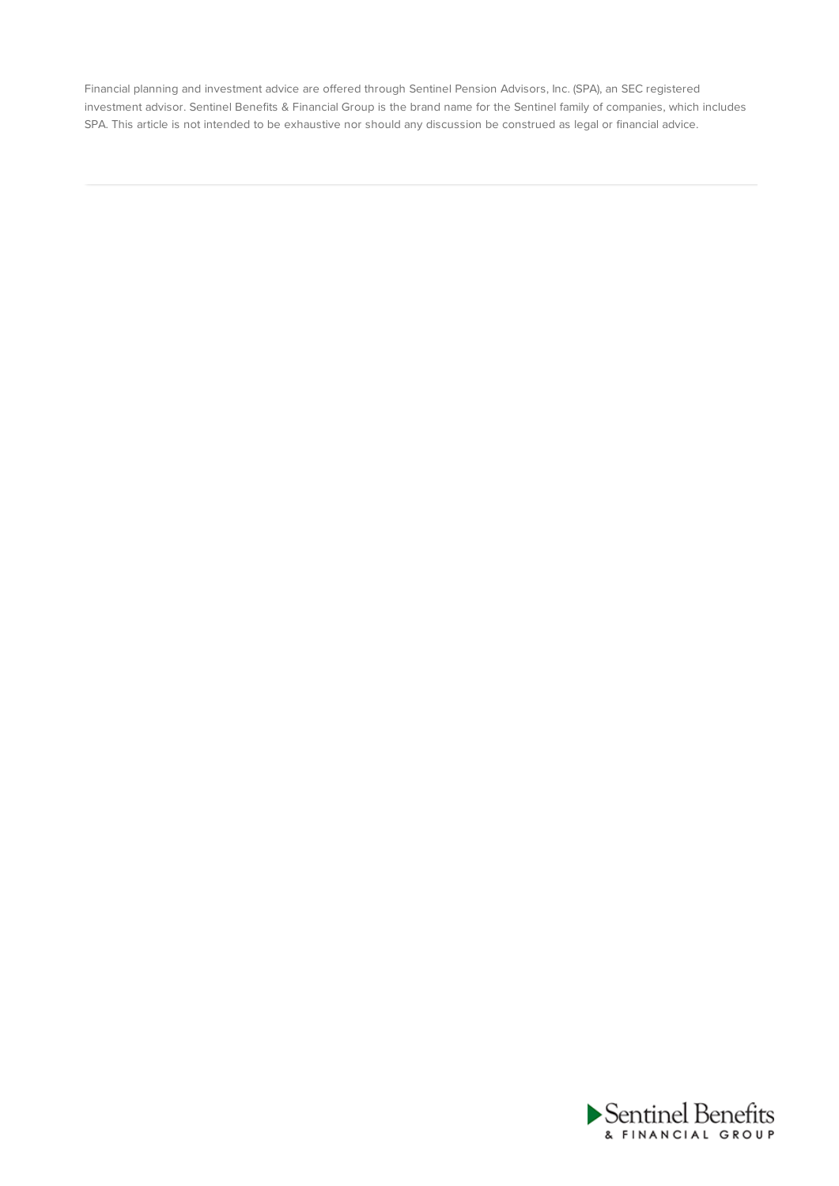Financial planning and investment advice are offered through Sentinel Pension Advisors, Inc. (SPA), an SEC registered investment advisor. Sentinel Benefits & Financial Group is the brand name for the Sentinel family of companies, which includes SPA. This article is not intended to be exhaustive nor should any discussion be construed as legal or financial advice.

---

Sentinel Benefits & FINANCIAL GROUP